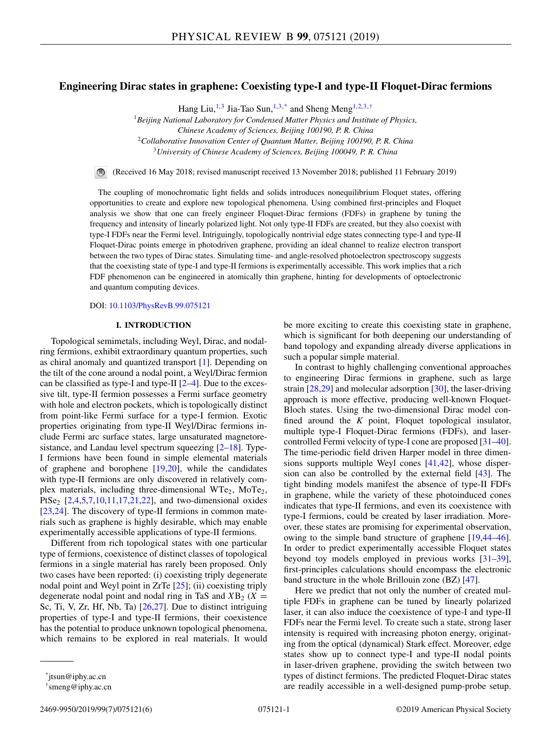# Engineering Dirac states in graphene: Coexisting type-I and type-II Floquet-Dirac fermions

Hang Liu,[1,3] Jia-Tao Sun,[1,3,*] and Sheng Meng[1,2,3,†]

[1] *Beijing National Laboratory for Condensed Matter Physics and Institute of Physics, Chinese Academy of Sciences, Beijing 100190, P. R. China*

[2] *Collaborative Innovation Center of Quantum Matter, Beijing 100190, P. R. China*

[3] *University of Chinese Academy of Sciences, Beijing 100049, P. R. China*

(Received 16 May 2018; revised manuscript received 13 November 2018; published 11 February 2019)

The coupling of monochromatic light fields and solids introduces nonequilibrium Floquet states, offering opportunities to create and explore new topological phenomena. Using combined first-principles and Floquet analysis we show that one can freely engineer Floquet-Dirac fermions (FDFs) in graphene by tuning the frequency and intensity of linearly polarized light. Not only type-II FDFs are created, but they also coexist with type-I FDFs near the Fermi level. Intriguingly, topologically nontrivial edge states connecting type-I and type-II Floquet-Dirac points emerge in photodriven graphene, providing an ideal channel to realize electron transport between the two types of Dirac states. Simulating time- and angle-resolved photoelectron spectroscopy suggests that the coexisting state of type-I and type-II fermions is experimentally accessible. This work implies that a rich FDF phenomenon can be engineered in atomically thin graphene, hinting for developments of optoelectronic and quantum computing devices.

DOI: 10.1103/PhysRevB.99.075121

## I. INTRODUCTION

Topological semimetals, including Weyl, Dirac, and nodal-ring fermions, exhibit extraordinary quantum properties, such as chiral anomaly and quantized transport [1]. Depending on the tilt of the cone around a nodal point, a Weyl/Dirac fermion can be classified as type-I and type-II [2–4]. Due to the excessive tilt, type-II fermion possesses a Fermi surface geometry with hole and electron pockets, which is topologically distinct from point-like Fermi surface for a type-I fermion. Exotic properties originating from type-II Weyl/Dirac fermions include Fermi arc surface states, large unsaturated magnetoresistance, and Landau level spectrum squeezing [2–18]. Type-I fermions have been found in simple elemental materials of graphene and borophene [19,20], while the candidates with type-II fermions are only discovered in relatively complex materials, including three-dimensional $WTe_2$, $MoTe_2$, $PtSe_2$ [2,4,5,7,10,11,17,21,22], and two-dimensional oxides [23,24]. The discovery of type-II fermions in common materials such as graphene is highly desirable, which may enable experimentally accessible applications of type-II fermions.

Different from rich topological states with one particular type of fermions, coexistence of distinct classes of topological fermions in a single material has rarely been proposed. Only two cases have been reported: (i) coexisting triply degenerate nodal point and Weyl point in ZrTe [25]; (ii) coexisting triply degenerate nodal point and nodal ring in TaS and $XB_2$ ($X =$ Sc, Ti, V, Zr, Hf, Nb, Ta) [26,27]. Due to distinct intriguing properties of type-I and type-II fermions, their coexistence has the potential to produce unknown topological phenomena, which remains to be explored in real materials. It would be more exciting to create this coexisting state in graphene, which is significant for both deepening our understanding of band topology and expanding already diverse applications in such a popular simple material.

In contrast to highly challenging conventional approaches to engineering Dirac fermions in graphene, such as large strain [28,29] and molecular adsorption [30], the laser-driving approach is more effective, producing well-known Floquet-Bloch states. Using the two-dimensional Dirac model confined around the $K$ point, Floquet topological insulator, multiple type-I Floquet-Dirac fermions (FDFs), and laser-controlled Fermi velocity of type-I cone are proposed [31–40]. The time-periodic field driven Harper model in three dimensions supports multiple Weyl cones [41,42], whose dispersion can also be controlled by the external field [43]. The tight binding models manifest the absence of type-II FDFs in graphene, while the variety of these photoinduced cones indicates that type-II fermions, and even its coexistence with type-I fermions, could be created by laser irradiation. Moreover, these states are promising for experimental observation, owing to the simple band structure of graphene [19,44–46]. In order to predict experimentally accessible Floquet states beyond toy models employed in previous works [31–39], first-principles calculations should encompass the electronic band structure in the whole Brillouin zone (BZ) [47].

Here we predict that not only the number of created multiple FDFs in graphene can be tuned by linearly polarized laser, it can also induce the coexistence of type-I and type-II FDFs near the Fermi level. To create such a state, strong laser intensity is required with increasing photon energy, originating from the optical (dynamical) Stark effect. Moreover, edge states show up to connect type-I and type-II nodal points in laser-driven graphene, providing the switch between two types of distinct fermions. The predicted Floquet-Dirac states are readily accessible in a well-designed pump-probe setup.

*jtsun@iphy.ac.cn

†smeng@iphy.ac.cn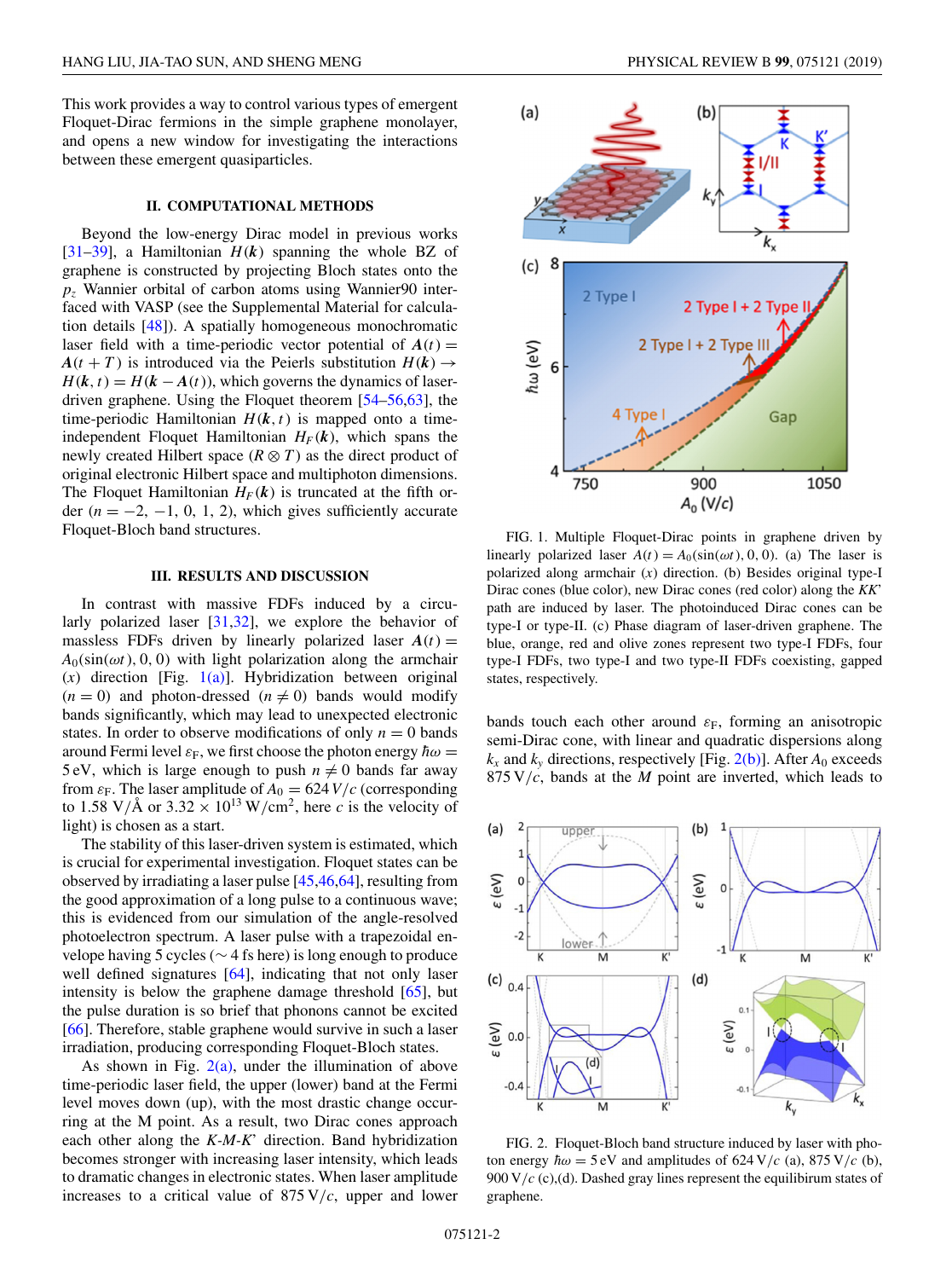This work provides a way to control various types of emergent Floquet-Dirac fermions in the simple graphene monolayer, and opens a new window for investigating the interactions between these emergent quasiparticles.

## II. COMPUTATIONAL METHODS

Beyond the low-energy Dirac model in previous works [31–39], a Hamiltonian $H(\boldsymbol{k})$ spanning the whole BZ of graphene is constructed by projecting Bloch states onto the $p_z$ Wannier orbital of carbon atoms using Wannier90 interfaced with VASP (see the Supplemental Material for calculation details [48]). A spatially homogeneous monochromatic laser field with a time-periodic vector potential of $\boldsymbol{A}(t) = \boldsymbol{A}(t+T)$ is introduced via the Peierls substitution $H(\boldsymbol{k}) \to H(\boldsymbol{k}, t) = H(\boldsymbol{k} - \boldsymbol{A}(t))$, which governs the dynamics of laser-driven graphene. Using the Floquet theorem [54–56,63], the time-periodic Hamiltonian $H(\boldsymbol{k}, t)$ is mapped onto a time-independent Floquet Hamiltonian $H_F(\boldsymbol{k})$, which spans the newly created Hilbert space ($R \otimes T$) as the direct product of original electronic Hilbert space and multiphoton dimensions. The Floquet Hamiltonian $H_F(\boldsymbol{k})$ is truncated at the fifth order ($n = -2, -1, 0, 1, 2$), which gives sufficiently accurate Floquet-Bloch band structures.

## III. RESULTS AND DISCUSSION

In contrast with massive FDFs induced by a circularly polarized laser [31,32], we explore the behavior of massless FDFs driven by linearly polarized laser $\boldsymbol{A}(t) = A_0(\sin(\omega t), 0, 0)$ with light polarization along the armchair ($x$) direction [Fig. 1(a)]. Hybridization between original ($n = 0$) and photon-dressed ($n \neq 0$) bands would modify bands significantly, which may lead to unexpected electronic states. In order to observe modifications of only $n = 0$ bands around Fermi level $\varepsilon_F$, we first choose the photon energy $\hbar\omega = 5$ eV, which is large enough to push $n \neq 0$ bands far away from $\varepsilon_F$. The laser amplitude of $A_0 = 624\,V/c$ (corresponding to 1.58 V/Å or $3.32 \times 10^{13}$ W/cm$^2$, here $c$ is the velocity of light) is chosen as a start.

The stability of this laser-driven system is estimated, which is crucial for experimental investigation. Floquet states can be observed by irradiating a laser pulse [45,46,64], resulting from the good approximation of a long pulse to a continuous wave; this is evidenced from our simulation of the angle-resolved photoelectron spectrum. A laser pulse with a trapezoidal envelope having 5 cycles ($\sim$ 4 fs here) is long enough to produce well defined signatures [64], indicating that not only laser intensity is below the graphene damage threshold [65], but the pulse duration is so brief that phonons cannot be excited [66]. Therefore, stable graphene would survive in such a laser irradiation, producing corresponding Floquet-Bloch states.

As shown in Fig. 2(a), under the illumination of above time-periodic laser field, the upper (lower) band at the Fermi level moves down (up), with the most drastic change occurring at the M point. As a result, two Dirac cones approach each other along the $K$-$M$-$K'$ direction. Band hybridization becomes stronger with increasing laser intensity, which leads to dramatic changes in electronic states. When laser amplitude increases to a critical value of $875\,V/c$, upper and lower bands touch each other around $\varepsilon_F$, forming an anisotropic semi-Dirac cone, with linear and quadratic dispersions along $k_x$ and $k_y$ directions, respectively [Fig. 2(b)]. After $A_0$ exceeds $875\,V/c$, bands at the $M$ point are inverted, which leads to

FIG. 1. Multiple Floquet-Dirac points in graphene driven by linearly polarized laser $A(t) = A_0(\sin(\omega t), 0, 0)$. (a) The laser is polarized along armchair ($x$) direction. (b) Besides original type-I Dirac cones (blue color), new Dirac cones (red color) along the $KK'$ path are induced by laser. The photoinduced Dirac cones can be type-I or type-II. (c) Phase diagram of laser-driven graphene. The blue, orange, red and olive zones represent two type-I FDFs, four type-I FDFs, two type-I and two type-II FDFs coexisting, gapped states, respectively.

FIG. 2. Floquet-Bloch band structure induced by laser with photon energy $\hbar\omega = 5$ eV and amplitudes of $624\,V/c$ (a), $875\,V/c$ (b), $900\,V/c$ (c),(d). Dashed gray lines represent the equilibirum states of graphene.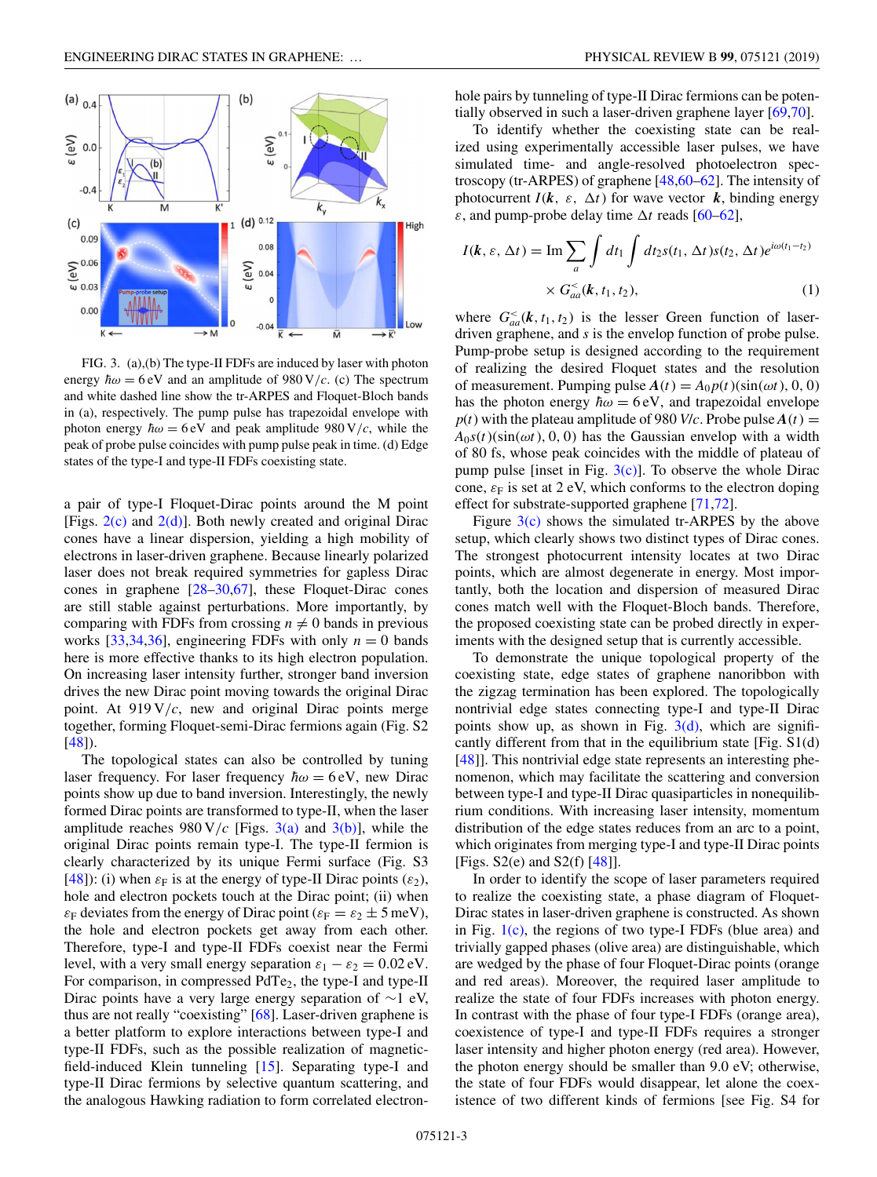FIG. 3. (a),(b) The type-II FDFs are induced by laser with photon energy $\hbar\omega = 6$ eV and an amplitude of 980 V/*c*. (c) The spectrum and white dashed line show the tr-ARPES and Floquet-Bloch bands in (a), respectively. The pump pulse has trapezoidal envelope with photon energy $\hbar\omega = 6$ eV and peak amplitude 980 V/*c*, while the peak of probe pulse coincides with pump pulse peak in time. (d) Edge states of the type-I and type-II FDFs coexisting state.

a pair of type-I Floquet-Dirac points around the M point [Figs. 2(c) and 2(d)]. Both newly created and original Dirac cones have a linear dispersion, yielding a high mobility of electrons in laser-driven graphene. Because linearly polarized laser does not break required symmetries for gapless Dirac cones in graphene [28–30,67], these Floquet-Dirac cones are still stable against perturbations. More importantly, by comparing with FDFs from crossing $n \neq 0$ bands in previous works [33,34,36], engineering FDFs with only $n = 0$ bands here is more effective thanks to its high electron population. On increasing laser intensity further, stronger band inversion drives the new Dirac point moving towards the original Dirac point. At 919 V/*c*, new and original Dirac points merge together, forming Floquet-semi-Dirac fermions again (Fig. S2 [48]).

The topological states can also be controlled by tuning laser frequency. For laser frequency $\hbar\omega = 6$ eV, new Dirac points show up due to band inversion. Interestingly, the newly formed Dirac points are transformed to type-II, when the laser amplitude reaches 980 V/*c* [Figs. 3(a) and 3(b)], while the original Dirac points remain type-I. The type-II fermion is clearly characterized by its unique Fermi surface (Fig. S3 [48]): (i) when $\varepsilon_F$ is at the energy of type-II Dirac points ($\varepsilon_2$), hole and electron pockets touch at the Dirac point; (ii) when $\varepsilon_F$ deviates from the energy of Dirac point ($\varepsilon_F = \varepsilon_2 \pm 5$ meV), the hole and electron pockets get away from each other. Therefore, type-I and type-II FDFs coexist near the Fermi level, with a very small energy separation $\varepsilon_1 - \varepsilon_2 = 0.02$ eV. For comparison, in compressed $PdTe_2$, the type-I and type-II Dirac points have a very large energy separation of ~1 eV, thus are not really "coexisting" [68]. Laser-driven graphene is a better platform to explore interactions between type-I and type-II FDFs, such as the possible realization of magnetic-field-induced Klein tunneling [15]. Separating type-I and type-II Dirac fermions by selective quantum scattering, and the analogous Hawking radiation to form correlated electron-hole pairs by tunneling of type-II Dirac fermions can be potentially observed in such a laser-driven graphene layer [69,70].

To identify whether the coexisting state can be realized using experimentally accessible laser pulses, we have simulated time- and angle-resolved photoelectron spectroscopy (tr-ARPES) of graphene [48,60–62]. The intensity of photocurrent $I(\boldsymbol{k}, \varepsilon, \Delta t)$ for wave vector $\boldsymbol{k}$, binding energy $\varepsilon$, and pump-probe delay time $\Delta t$ reads [60–62],

$$I(\boldsymbol{k}, \varepsilon, \Delta t) = \mathrm{Im} \sum_a \int dt_1 \int dt_2 s(t_1, \Delta t) s(t_2, \Delta t) e^{i\omega(t_1 - t_2)} \times G^<_{aa}(\boldsymbol{k}, t_1, t_2), \tag{1}$$

where $G^<_{aa}(\boldsymbol{k}, t_1, t_2)$ is the lesser Green function of laser-driven graphene, and $s$ is the envelop function of probe pulse. Pump-probe setup is designed according to the requirement of realizing the desired Floquet states and the resolution of measurement. Pumping pulse $\boldsymbol{A}(t) = A_0 p(t)(\sin(\omega t), 0, 0)$ has the photon energy $\hbar\omega = 6$ eV and trapezoidal envelope $p(t)$ with the plateau amplitude of 980 V/*c*. Probe pulse $\boldsymbol{A}(t) = A_0 s(t)(\sin(\omega t), 0, 0)$ has the Gaussian envelop with a width of 80 fs, whose peak coincides with the middle of plateau of pump pulse [inset in Fig. 3(c)]. To observe the whole Dirac cone, $\varepsilon_F$ is set at 2 eV, which conforms to the electron doping effect for substrate-supported graphene [71,72].

Figure 3(c) shows the simulated tr-ARPES by the above setup, which clearly shows two distinct types of Dirac cones. The strongest photocurrent intensity locates at two Dirac points, which are almost degenerate in energy. Most importantly, both the location and dispersion of measured Dirac cones match well with the Floquet-Bloch bands. Therefore, the proposed coexisting state can be probed directly in experiments with the designed setup that is currently accessible.

To demonstrate the unique topological property of the coexisting state, edge states of graphene nanoribbon with the zigzag termination has been explored. The topologically nontrivial edge states connecting type-I and type-II Dirac points show up, as shown in Fig. 3(d), which are significantly different from that in the equilibrium state [Fig. S1(d) [48]]. This nontrivial edge state represents an interesting phenomenon, which may facilitate the scattering and conversion between type-I and type-II Dirac quasiparticles in nonequilibrium conditions. With increasing laser intensity, momentum distribution of the edge states reduces from an arc to a point, which originates from merging type-I and type-II Dirac points [Figs. S2(e) and S2(f) [48]].

In order to identify the scope of laser parameters required to realize the coexisting state, a phase diagram of Floquet-Dirac states in laser-driven graphene is constructed. As shown in Fig. 1(c), the regions of two type-I FDFs (blue area) and trivially gapped phases (olive area) are distinguishable, which are wedged by the phase of four Floquet-Dirac points (orange and red areas). Moreover, the required laser amplitude to realize the state of four FDFs increases with photon energy. In contrast with the phase of four type-I FDFs (orange area), coexistence of type-I and type-II FDFs requires a stronger laser intensity and higher photon energy (red area). However, the photon energy should be smaller than 9.0 eV; otherwise, the state of four FDFs would disappear, let alone the coexistence of two different kinds of fermions [see Fig. S4 for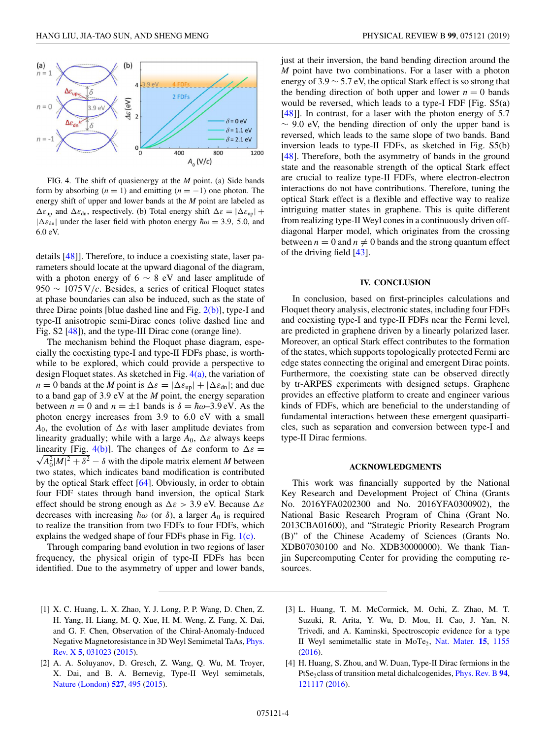FIG. 4. The shift of quasienergy at the $M$ point. (a) Side bands form by absorbing ($n = 1$) and emitting ($n = -1$) one photon. The energy shift of upper and lower bands at the $M$ point are labeled as $\Delta\varepsilon_{\rm up}$ and $\Delta\varepsilon_{\rm dn}$, respectively. (b) Total energy shift $\Delta\varepsilon = |\Delta\varepsilon_{\rm up}| + |\Delta\varepsilon_{\rm dn}|$ under the laser field with photon energy $\hbar\omega = 3.9$, 5.0, and 6.0 eV.

details [48]]. Therefore, to induce a coexisting state, laser parameters should locate at the upward diagonal of the diagram, with a photon energy of 6 ∼ 8 eV and laser amplitude of 950 ∼ 1075 V/c. Besides, a series of critical Floquet states at phase boundaries can also be induced, such as the state of three Dirac points [blue dashed line and Fig. 2(b)], type-I and type-II anisotropic semi-Dirac cones (olive dashed line and Fig. S2 [48]), and the type-III Dirac cone (orange line).

The mechanism behind the Floquet phase diagram, especially the coexisting type-I and type-II FDFs phase, is worthwhile to be explored, which could provide a perspective to design Floquet states. As sketched in Fig. 4(a), the variation of $n = 0$ bands at the $M$ point is $\Delta\varepsilon = |\Delta\varepsilon_{\rm up}| + |\Delta\varepsilon_{\rm dn}|$; and due to a band gap of 3.9 eV at the $M$ point, the energy separation between $n = 0$ and $n = \pm 1$ bands is $\delta = \hbar\omega$–3.9 eV. As the photon energy increases from 3.9 to 6.0 eV with a small $A_0$, the evolution of $\Delta\varepsilon$ with laser amplitude deviates from linearity gradually; while with a large $A_0$, $\Delta\varepsilon$ always keeps linearity [Fig. 4(b)]. The changes of $\Delta\varepsilon$ conform to $\Delta\varepsilon = \sqrt{A_0^2|M|^2 + \delta^2} - \delta$ with the dipole matrix element $M$ between two states, which indicates band modification is contributed by the optical Stark effect [64]. Obviously, in order to obtain four FDF states through band inversion, the optical Stark effect should be strong enough as $\Delta\varepsilon > 3.9$ eV. Because $\Delta\varepsilon$ decreases with increasing $\hbar\omega$ (or $\delta$), a larger $A_0$ is required to realize the transition from two FDFs to four FDFs, which explains the wedged shape of four FDFs phase in Fig. 1(c).

Through comparing band evolution in two regions of laser frequency, the physical origin of type-II FDFs has been identified. Due to the asymmetry of upper and lower bands, just at their inversion, the band bending direction around the $M$ point have two combinations. For a laser with a photon energy of 3.9 ∼ 5.7 eV, the optical Stark effect is so strong that the bending direction of both upper and lower $n = 0$ bands would be reversed, which leads to a type-I FDF [Fig. S5(a) [48]]. In contrast, for a laser with the photon energy of 5.7 ∼ 9.0 eV, the bending direction of only the upper band is reversed, which leads to the same slope of two bands. Band inversion leads to type-II FDFs, as sketched in Fig. S5(b) [48]. Therefore, both the asymmetry of bands in the ground state and the reasonable strength of the optical Stark effect are crucial to realize type-II FDFs, where electron-electron interactions do not have contributions. Therefore, tuning the optical Stark effect is a flexible and effective way to realize intriguing matter states in graphene. This is quite different from realizing type-II Weyl cones in a continuously driven off-diagonal Harper model, which originates from the crossing between $n = 0$ and $n \neq 0$ bands and the strong quantum effect of the driving field [43].

## IV. CONCLUSION

In conclusion, based on first-principles calculations and Floquet theory analysis, electronic states, including four FDFs and coexisting type-I and type-II FDFs near the Fermi level, are predicted in graphene driven by a linearly polarized laser. Moreover, an optical Stark effect contributes to the formation of the states, which supports topologically protected Fermi arc edge states connecting the original and emergent Dirac points. Furthermore, the coexisting state can be observed directly by tr-ARPES experiments with designed setups. Graphene provides an effective platform to create and engineer various kinds of FDFs, which are beneficial to the understanding of fundamental interactions between these emergent quasiparticles, such as separation and conversion between type-I and type-II Dirac fermions.

## ACKNOWLEDGMENTS

This work was financially supported by the National Key Research and Development Project of China (Grants No. 2016YFA0202300 and No. 2016YFA0300902), the National Basic Research Program of China (Grant No. 2013CBA01600), and "Strategic Priority Research Program (B)" of the Chinese Academy of Sciences (Grants No. XDB07030100 and No. XDB30000000). We thank Tianjin Supercomputing Center for providing the computing resources.

[1] X. C. Huang, L. X. Zhao, Y. J. Long, P. P. Wang, D. Chen, Z. H. Yang, H. Liang, M. Q. Xue, H. M. Weng, Z. Fang, X. Dai, and G. F. Chen, Observation of the Chiral-Anomaly-Induced Negative Magnetoresistance in 3D Weyl Semimetal TaAs, Phys. Rev. X **5**, 031023 (2015).

[2] A. A. Soluyanov, D. Gresch, Z. Wang, Q. Wu, M. Troyer, X. Dai, and B. A. Bernevig, Type-II Weyl semimetals, Nature (London) **527**, 495 (2015).

[3] L. Huang, T. M. McCormick, M. Ochi, Z. Zhao, M. T. Suzuki, R. Arita, Y. Wu, D. Mou, H. Cao, J. Yan, N. Trivedi, and A. Kaminski, Spectroscopic evidence for a type II Weyl semimetallic state in $MoTe_2$, Nat. Mater. **15**, 1155 (2016).

[4] H. Huang, S. Zhou, and W. Duan, Type-II Dirac fermions in the $PtSe_2$class of transition metal dichalcogenides, Phys. Rev. B **94**, 121117 (2016).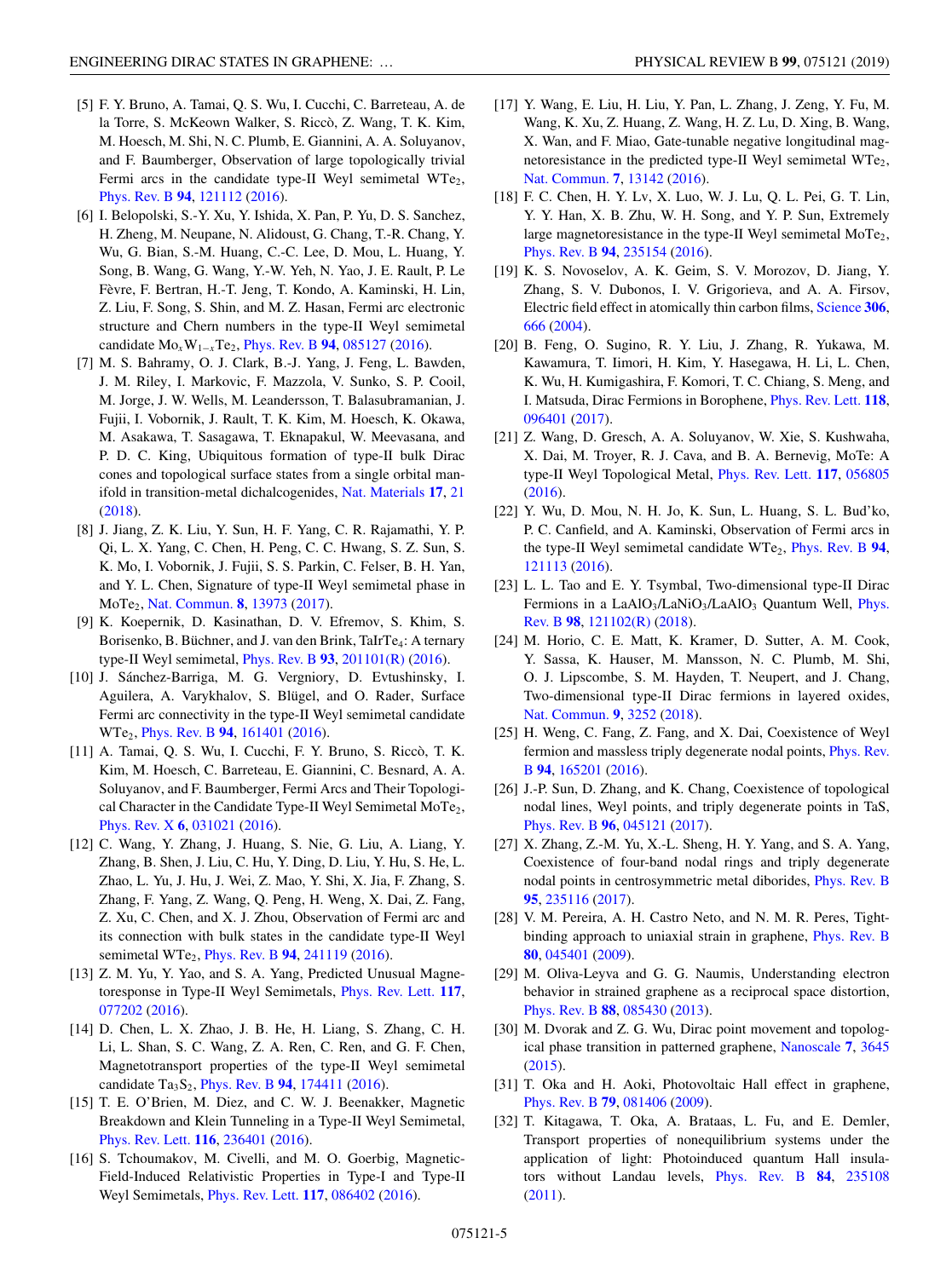[5] F. Y. Bruno, A. Tamai, Q. S. Wu, I. Cucchi, C. Barreteau, A. de la Torre, S. McKeown Walker, S. Riccò, Z. Wang, T. K. Kim, M. Hoesch, M. Shi, N. C. Plumb, E. Giannini, A. A. Soluyanov, and F. Baumberger, Observation of large topologically trivial Fermi arcs in the candidate type-II Weyl semimetal $WTe_2$, Phys. Rev. B **94**, 121112 (2016).

[6] I. Belopolski, S.-Y. Xu, Y. Ishida, X. Pan, P. Yu, D. S. Sanchez, H. Zheng, M. Neupane, N. Alidoust, G. Chang, T.-R. Chang, Y. Wu, G. Bian, S.-M. Huang, C.-C. Lee, D. Mou, L. Huang, Y. Song, B. Wang, G. Wang, Y.-W. Yeh, N. Yao, J. E. Rault, P. Le Fèvre, F. Bertran, H.-T. Jeng, T. Kondo, A. Kaminski, H. Lin, Z. Liu, F. Song, S. Shin, and M. Z. Hasan, Fermi arc electronic structure and Chern numbers in the type-II Weyl semimetal candidate $Mo_xW_{1-x}Te_2$, Phys. Rev. B **94**, 085127 (2016).

[7] M. S. Bahramy, O. J. Clark, B.-J. Yang, J. Feng, L. Bawden, J. M. Riley, I. Markovic, F. Mazzola, V. Sunko, S. P. Cooil, M. Jorge, J. W. Wells, M. Leandersson, T. Balasubramanian, J. Fujii, I. Vobornik, J. Rault, T. K. Kim, M. Hoesch, K. Okawa, M. Asakawa, T. Sasagawa, T. Eknapakul, W. Meevasana, and P. D. C. King, Ubiquitous formation of type-II bulk Dirac cones and topological surface states from a single orbital manifold in transition-metal dichalcogenides, Nat. Materials **17**, 21 (2018).

[8] J. Jiang, Z. K. Liu, Y. Sun, H. F. Yang, C. R. Rajamathi, Y. P. Qi, L. X. Yang, C. Chen, H. Peng, C. C. Hwang, S. Z. Sun, S. K. Mo, I. Vobornik, J. Fujii, S. S. Parkin, C. Felser, B. H. Yan, and Y. L. Chen, Signature of type-II Weyl semimetal phase in $MoTe_2$, Nat. Commun. **8**, 13973 (2017).

[9] K. Koepernik, D. Kasinathan, D. V. Efremov, S. Khim, S. Borisenko, B. Büchner, and J. van den Brink, $TaIrTe_4$: A ternary type-II Weyl semimetal, Phys. Rev. B **93**, 201101(R) (2016).

[10] J. Sánchez-Barriga, M. G. Vergniory, D. Evtushinsky, I. Aguilera, A. Varykhalov, S. Blügel, and O. Rader, Surface Fermi arc connectivity in the type-II Weyl semimetal candidate $WTe_2$, Phys. Rev. B **94**, 161401 (2016).

[11] A. Tamai, Q. S. Wu, I. Cucchi, F. Y. Bruno, S. Riccò, T. K. Kim, M. Hoesch, C. Barreteau, E. Giannini, C. Besnard, A. A. Soluyanov, and F. Baumberger, Fermi Arcs and Their Topological Character in the Candidate Type-II Weyl Semimetal $MoTe_2$, Phys. Rev. X **6**, 031021 (2016).

[12] C. Wang, Y. Zhang, J. Huang, S. Nie, G. Liu, A. Liang, Y. Zhang, B. Shen, J. Liu, C. Hu, Y. Ding, D. Liu, Y. Hu, S. He, L. Zhao, L. Yu, J. Hu, J. Wei, Z. Mao, Y. Shi, X. Jia, F. Zhang, S. Zhang, F. Yang, Z. Wang, Q. Peng, H. Weng, X. Dai, Z. Fang, Z. Xu, C. Chen, and X. J. Zhou, Observation of Fermi arc and its connection with bulk states in the candidate type-II Weyl semimetal $WTe_2$, Phys. Rev. B **94**, 241119 (2016).

[13] Z. M. Yu, Y. Yao, and S. A. Yang, Predicted Unusual Magnetoresponse in Type-II Weyl Semimetals, Phys. Rev. Lett. **117**, 077202 (2016).

[14] D. Chen, L. X. Zhao, J. B. He, H. Liang, S. Zhang, C. H. Li, L. Shan, S. C. Wang, Z. A. Ren, C. Ren, and G. F. Chen, Magnetotransport properties of the type-II Weyl semimetal candidate $Ta_3S_2$, Phys. Rev. B **94**, 174411 (2016).

[15] T. E. O'Brien, M. Diez, and C. W. J. Beenakker, Magnetic Breakdown and Klein Tunneling in a Type-II Weyl Semimetal, Phys. Rev. Lett. **116**, 236401 (2016).

[16] S. Tchoumakov, M. Civelli, and M. O. Goerbig, Magnetic-Field-Induced Relativistic Properties in Type-I and Type-II Weyl Semimetals, Phys. Rev. Lett. **117**, 086402 (2016).

[17] Y. Wang, E. Liu, H. Liu, Y. Pan, L. Zhang, J. Zeng, Y. Fu, M. Wang, K. Xu, Z. Huang, Z. Wang, H. Z. Lu, D. Xing, B. Wang, X. Wan, and F. Miao, Gate-tunable negative longitudinal magnetoresistance in the predicted type-II Weyl semimetal $WTe_2$, Nat. Commun. **7**, 13142 (2016).

[18] F. C. Chen, H. Y. Lv, X. Luo, W. J. Lu, Q. L. Pei, G. T. Lin, Y. Y. Han, X. B. Zhu, W. H. Song, and Y. P. Sun, Extremely large magnetoresistance in the type-II Weyl semimetal $MoTe_2$, Phys. Rev. B **94**, 235154 (2016).

[19] K. S. Novoselov, A. K. Geim, S. V. Morozov, D. Jiang, Y. Zhang, S. V. Dubonos, I. V. Grigorieva, and A. A. Firsov, Electric field effect in atomically thin carbon films, Science **306**, 666 (2004).

[20] B. Feng, O. Sugino, R. Y. Liu, J. Zhang, R. Yukawa, M. Kawamura, T. Iimori, H. Kim, Y. Hasegawa, H. Li, L. Chen, K. Wu, H. Kumigashira, F. Komori, T. C. Chiang, S. Meng, and I. Matsuda, Dirac Fermions in Borophene, Phys. Rev. Lett. **118**, 096401 (2017).

[21] Z. Wang, D. Gresch, A. A. Soluyanov, W. Xie, S. Kushwaha, X. Dai, M. Troyer, R. J. Cava, and B. A. Bernevig, MoTe: A type-II Weyl Topological Metal, Phys. Rev. Lett. **117**, 056805 (2016).

[22] Y. Wu, D. Mou, N. H. Jo, K. Sun, L. Huang, S. L. Bud'ko, P. C. Canfield, and A. Kaminski, Observation of Fermi arcs in the type-II Weyl semimetal candidate $WTe_2$, Phys. Rev. B **94**, 121113 (2016).

[23] L. L. Tao and E. Y. Tsymbal, Two-dimensional type-II Dirac Fermions in a $LaAlO_3/LaNiO_3/LaAlO_3$ Quantum Well, Phys. Rev. B **98**, 121102(R) (2018).

[24] M. Horio, C. E. Matt, K. Kramer, D. Sutter, A. M. Cook, Y. Sassa, K. Hauser, M. Mansson, N. C. Plumb, M. Shi, O. J. Lipscombe, S. M. Hayden, T. Neupert, and J. Chang, Two-dimensional type-II Dirac fermions in layered oxides, Nat. Commun. **9**, 3252 (2018).

[25] H. Weng, C. Fang, Z. Fang, and X. Dai, Coexistence of Weyl fermion and massless triply degenerate nodal points, Phys. Rev. B **94**, 165201 (2016).

[26] J.-P. Sun, D. Zhang, and K. Chang, Coexistence of topological nodal lines, Weyl points, and triply degenerate points in TaS, Phys. Rev. B **96**, 045121 (2017).

[27] X. Zhang, Z.-M. Yu, X.-L. Sheng, H. Y. Yang, and S. A. Yang, Coexistence of four-band nodal rings and triply degenerate nodal points in centrosymmetric metal diborides, Phys. Rev. B **95**, 235116 (2017).

[28] V. M. Pereira, A. H. Castro Neto, and N. M. R. Peres, Tight-binding approach to uniaxial strain in graphene, Phys. Rev. B **80**, 045401 (2009).

[29] M. Oliva-Leyva and G. G. Naumis, Understanding electron behavior in strained graphene as a reciprocal space distortion, Phys. Rev. B **88**, 085430 (2013).

[30] M. Dvorak and Z. G. Wu, Dirac point movement and topological phase transition in patterned graphene, Nanoscale **7**, 3645 (2015).

[31] T. Oka and H. Aoki, Photovoltaic Hall effect in graphene, Phys. Rev. B **79**, 081406 (2009).

[32] T. Kitagawa, T. Oka, A. Brataas, L. Fu, and E. Demler, Transport properties of nonequilibrium systems under the application of light: Photoinduced quantum Hall insulators without Landau levels, Phys. Rev. B **84**, 235108 (2011).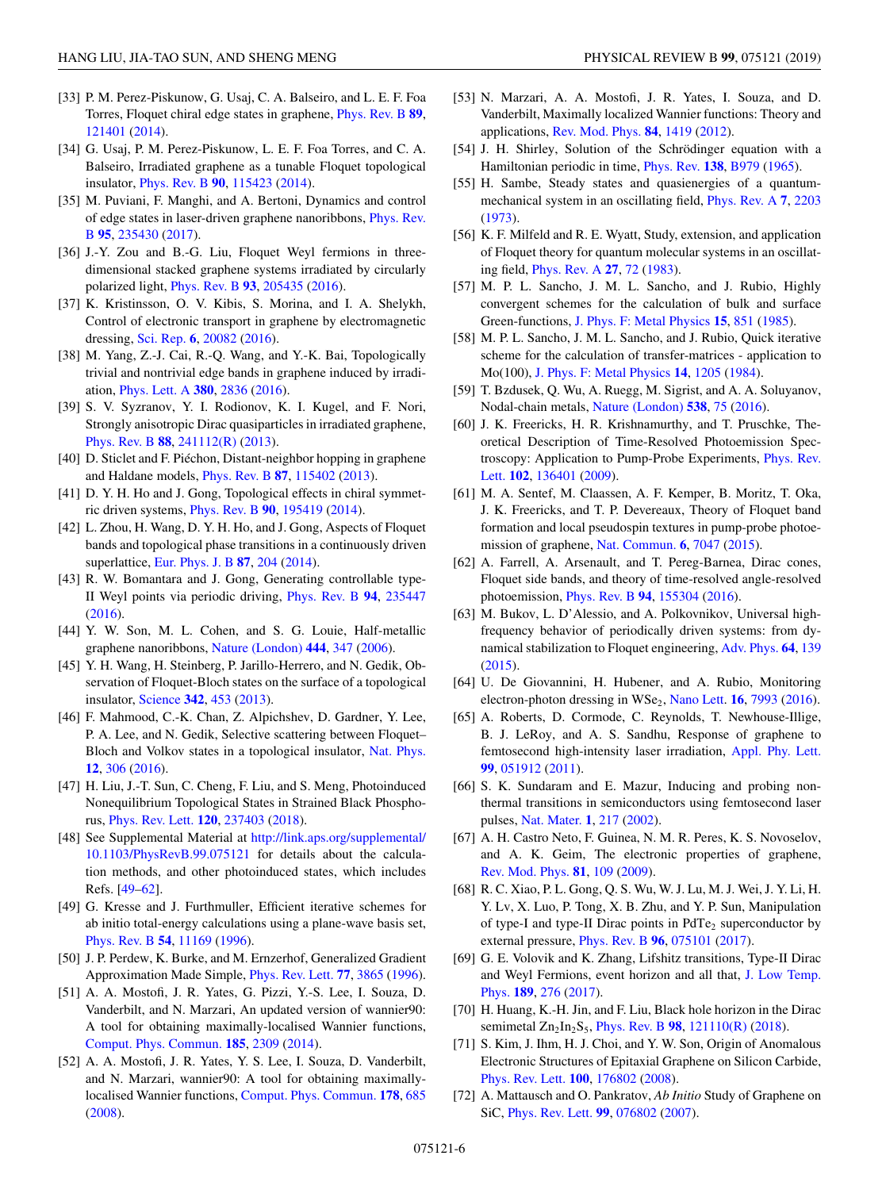[33] P. M. Perez-Piskunow, G. Usaj, C. A. Balseiro, and L. E. F. Foa Torres, Floquet chiral edge states in graphene, Phys. Rev. B **89**, 121401 (2014).

[34] G. Usaj, P. M. Perez-Piskunow, L. E. F. Foa Torres, and C. A. Balseiro, Irradiated graphene as a tunable Floquet topological insulator, Phys. Rev. B **90**, 115423 (2014).

[35] M. Puviani, F. Manghi, and A. Bertoni, Dynamics and control of edge states in laser-driven graphene nanoribbons, Phys. Rev. B **95**, 235430 (2017).

[36] J.-Y. Zou and B.-G. Liu, Floquet Weyl fermions in three-dimensional stacked graphene systems irradiated by circularly polarized light, Phys. Rev. B **93**, 205435 (2016).

[37] K. Kristinsson, O. V. Kibis, S. Morina, and I. A. Shelykh, Control of electronic transport in graphene by electromagnetic dressing, Sci. Rep. **6**, 20082 (2016).

[38] M. Yang, Z.-J. Cai, R.-Q. Wang, and Y.-K. Bai, Topologically trivial and nontrivial edge bands in graphene induced by irradiation, Phys. Lett. A **380**, 2836 (2016).

[39] S. V. Syzranov, Y. I. Rodionov, K. I. Kugel, and F. Nori, Strongly anisotropic Dirac quasiparticles in irradiated graphene, Phys. Rev. B **88**, 241112(R) (2013).

[40] D. Sticlet and F. Piéchon, Distant-neighbor hopping in graphene and Haldane models, Phys. Rev. B **87**, 115402 (2013).

[41] D. Y. H. Ho and J. Gong, Topological effects in chiral symmetric driven systems, Phys. Rev. B **90**, 195419 (2014).

[42] L. Zhou, H. Wang, D. Y. H. Ho, and J. Gong, Aspects of Floquet bands and topological phase transitions in a continuously driven superlattice, Eur. Phys. J. B **87**, 204 (2014).

[43] R. W. Bomantara and J. Gong, Generating controllable type-II Weyl points via periodic driving, Phys. Rev. B **94**, 235447 (2016).

[44] Y. W. Son, M. L. Cohen, and S. G. Louie, Half-metallic graphene nanoribbons, Nature (London) **444**, 347 (2006).

[45] Y. H. Wang, H. Steinberg, P. Jarillo-Herrero, and N. Gedik, Observation of Floquet-Bloch states on the surface of a topological insulator, Science **342**, 453 (2013).

[46] F. Mahmood, C.-K. Chan, Z. Alpichshev, D. Gardner, Y. Lee, P. A. Lee, and N. Gedik, Selective scattering between Floquet–Bloch and Volkov states in a topological insulator, Nat. Phys. **12**, 306 (2016).

[47] H. Liu, J.-T. Sun, C. Cheng, F. Liu, and S. Meng, Photoinduced Nonequilibrium Topological States in Strained Black Phosphorus, Phys. Rev. Lett. **120**, 237403 (2018).

[48] See Supplemental Material at http://link.aps.org/supplemental/10.1103/PhysRevB.99.075121 for details about the calculation methods, and other photoinduced states, which includes Refs. [49–62].

[49] G. Kresse and J. Furthmuller, Efficient iterative schemes for ab initio total-energy calculations using a plane-wave basis set, Phys. Rev. B **54**, 11169 (1996).

[50] J. P. Perdew, K. Burke, and M. Ernzerhof, Generalized Gradient Approximation Made Simple, Phys. Rev. Lett. **77**, 3865 (1996).

[51] A. A. Mostofi, J. R. Yates, G. Pizzi, Y.-S. Lee, I. Souza, D. Vanderbilt, and N. Marzari, An updated version of wannier90: A tool for obtaining maximally-localised Wannier functions, Comput. Phys. Commun. **185**, 2309 (2014).

[52] A. A. Mostofi, J. R. Yates, Y. S. Lee, I. Souza, D. Vanderbilt, and N. Marzari, wannier90: A tool for obtaining maximally-localised Wannier functions, Comput. Phys. Commun. **178**, 685 (2008).

[53] N. Marzari, A. A. Mostofi, J. R. Yates, I. Souza, and D. Vanderbilt, Maximally localized Wannier functions: Theory and applications, Rev. Mod. Phys. **84**, 1419 (2012).

[54] J. H. Shirley, Solution of the Schrödinger equation with a Hamiltonian periodic in time, Phys. Rev. **138**, B979 (1965).

[55] H. Sambe, Steady states and quasienergies of a quantum-mechanical system in an oscillating field, Phys. Rev. A **7**, 2203 (1973).

[56] K. F. Milfeld and R. E. Wyatt, Study, extension, and application of Floquet theory for quantum molecular systems in an oscillating field, Phys. Rev. A **27**, 72 (1983).

[57] M. P. L. Sancho, J. M. L. Sancho, and J. Rubio, Highly convergent schemes for the calculation of bulk and surface Green-functions, J. Phys. F: Metal Physics **15**, 851 (1985).

[58] M. P. L. Sancho, J. M. L. Sancho, and J. Rubio, Quick iterative scheme for the calculation of transfer-matrices - application to Mo(100), J. Phys. F: Metal Physics **14**, 1205 (1984).

[59] T. Bzdusek, Q. Wu, A. Ruegg, M. Sigrist, and A. A. Soluyanov, Nodal-chain metals, Nature (London) **538**, 75 (2016).

[60] J. K. Freericks, H. R. Krishnamurthy, and T. Pruschke, Theoretical Description of Time-Resolved Photoemission Spectroscopy: Application to Pump-Probe Experiments, Phys. Rev. Lett. **102**, 136401 (2009).

[61] M. A. Sentef, M. Claassen, A. F. Kemper, B. Moritz, T. Oka, J. K. Freericks, and T. P. Devereaux, Theory of Floquet band formation and local pseudospin textures in pump-probe photoemission of graphene, Nat. Commun. **6**, 7047 (2015).

[62] A. Farrell, A. Arsenault, and T. Pereg-Barnea, Dirac cones, Floquet side bands, and theory of time-resolved angle-resolved photoemission, Phys. Rev. B **94**, 155304 (2016).

[63] M. Bukov, L. D'Alessio, and A. Polkovnikov, Universal high-frequency behavior of periodically driven systems: from dynamical stabilization to Floquet engineering, Adv. Phys. **64**, 139 (2015).

[64] U. De Giovannini, H. Hubener, and A. Rubio, Monitoring electron-photon dressing in $WSe_2$, Nano Lett. **16**, 7993 (2016).

[65] A. Roberts, D. Cormode, C. Reynolds, T. Newhouse-Illige, B. J. LeRoy, and A. S. Sandhu, Response of graphene to femtosecond high-intensity laser irradiation, Appl. Phy. Lett. **99**, 051912 (2011).

[66] S. K. Sundaram and E. Mazur, Inducing and probing non-thermal transitions in semiconductors using femtosecond laser pulses, Nat. Mater. **1**, 217 (2002).

[67] A. H. Castro Neto, F. Guinea, N. M. R. Peres, K. S. Novoselov, and A. K. Geim, The electronic properties of graphene, Rev. Mod. Phys. **81**, 109 (2009).

[68] R. C. Xiao, P. L. Gong, Q. S. Wu, W. J. Lu, M. J. Wei, J. Y. Li, H. Y. Lv, X. Luo, P. Tong, X. B. Zhu, and Y. P. Sun, Manipulation of type-I and type-II Dirac points in $PdTe_2$ superconductor by external pressure, Phys. Rev. B **96**, 075101 (2017).

[69] G. E. Volovik and K. Zhang, Lifshitz transitions, Type-II Dirac and Weyl Fermions, event horizon and all that, J. Low Temp. Phys. **189**, 276 (2017).

[70] H. Huang, K.-H. Jin, and F. Liu, Black hole horizon in the Dirac semimetal $Zn_2In_2S_5$, Phys. Rev. B **98**, 121110(R) (2018).

[71] S. Kim, J. Ihm, H. J. Choi, and Y. W. Son, Origin of Anomalous Electronic Structures of Epitaxial Graphene on Silicon Carbide, Phys. Rev. Lett. **100**, 176802 (2008).

[72] A. Mattausch and O. Pankratov, *Ab Initio* Study of Graphene on SiC, Phys. Rev. Lett. **99**, 076802 (2007).